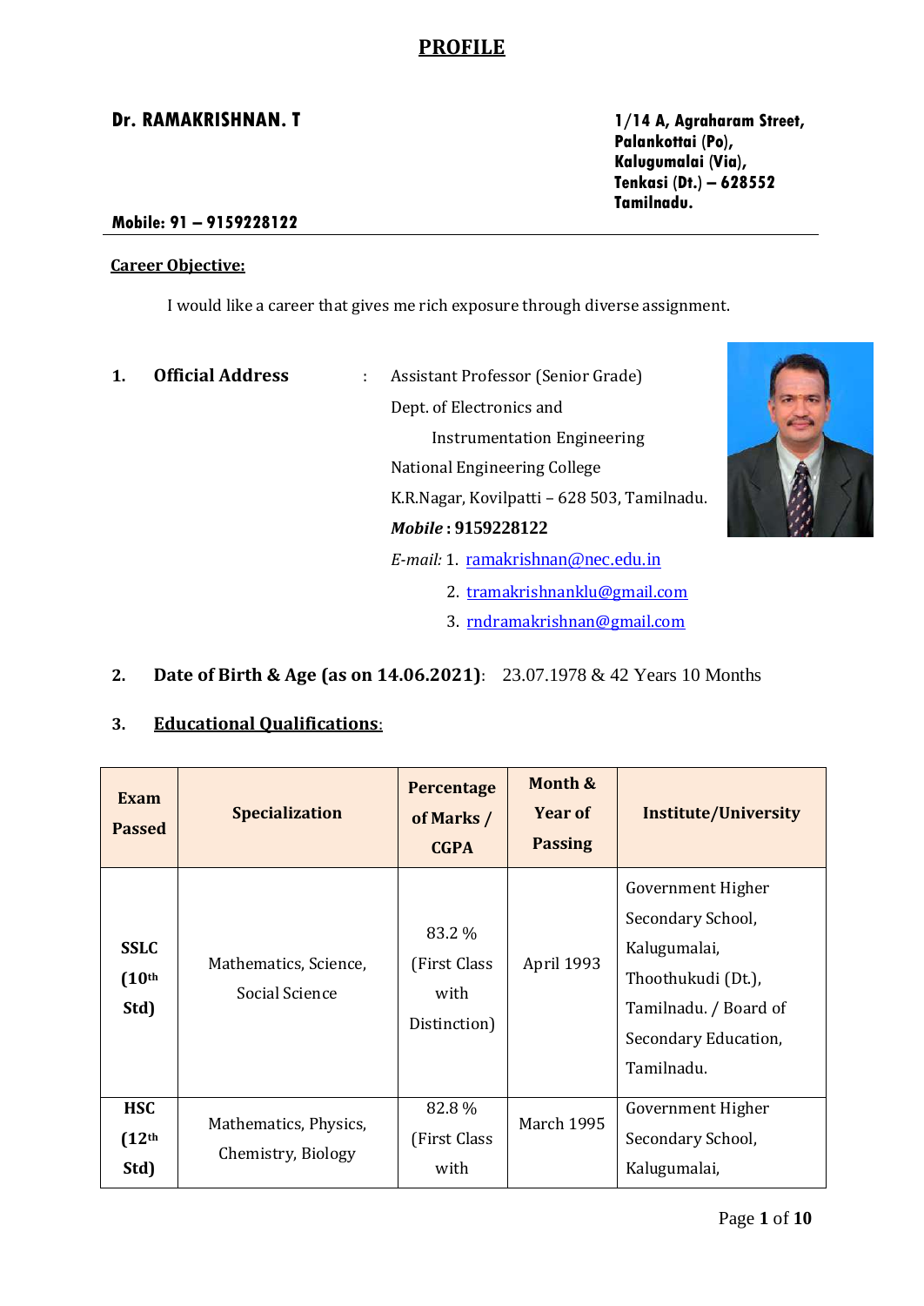# PROFILE

**Dr. RAMAKRISHNAN. T**

**1/14 A, Agraharam Street,**
**Palankottai (Po),**
**Kalugumalai (Via),**
**Tenkasi (Dt.) – 628552**
**Tamilnadu.**

**Mobile: 91 – 9159228122**

---

**Career Objective:**

I would like a career that gives me rich exposure through diverse assignment.

**1. Official Address** : Assistant Professor (Senior Grade)
Dept. of Electronics and
Instrumentation Engineering
National Engineering College
K.R.Nagar, Kovilpatti – 628 503, Tamilnadu.
***Mobile* : 9159228122**
*E-mail:* 1. ramakrishnan@nec.edu.in
2. tramakrishnanklu@gmail.com
3. rndramakrishnan@gmail.com

**2. Date of Birth & Age (as on 14.06.2021)**: 23.07.1978 & 42 Years 10 Months

**3. Educational Qualifications:**

| Exam Passed | Specialization | Percentage of Marks / CGPA | Month & Year of Passing | Institute/University |
|---|---|---|---|---|
| **SSLC (10th Std)** | Mathematics, Science, Social Science | 83.2 % (First Class with Distinction) | April 1993 | Government Higher Secondary School, Kalugumalai, Thoothukudi (Dt.), Tamilnadu. / Board of Secondary Education, Tamilnadu. |
| **HSC (12th Std)** | Mathematics, Physics, Chemistry, Biology | 82.8 % (First Class with | March 1995 | Government Higher Secondary School, Kalugumalai, |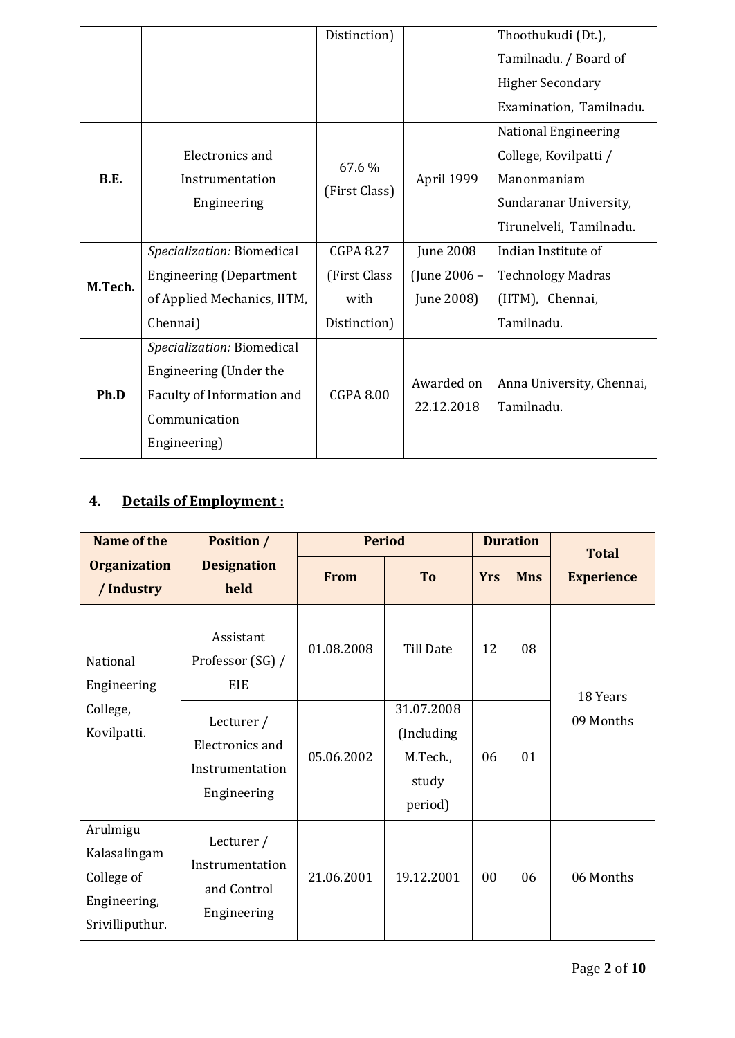| | | Distinction) | | Thoothukudi (Dt.), Tamilnadu. / Board of Higher Secondary Examination, Tamilnadu. |
|---|---|---|---|---|
| **B.E.** | Electronics and Instrumentation Engineering | 67.6 % (First Class) | April 1999 | National Engineering College, Kovilpatti / Manonmaniam Sundaranar University, Tirunelveli, Tamilnadu. |
| **M.Tech.** | *Specialization:* Biomedical Engineering (Department of Applied Mechanics, IITM, Chennai) | CGPA 8.27 (First Class with Distinction) | June 2008 (June 2006 – June 2008) | Indian Institute of Technology Madras (IITM), Chennai, Tamilnadu. |
| **Ph.D** | *Specialization:* Biomedical Engineering (Under the Faculty of Information and Communication Engineering) | CGPA 8.00 | Awarded on 22.12.2018 | Anna University, Chennai, Tamilnadu. |

## 4. Details of Employment :

| Name of the Organization / Industry | Position / Designation held | Period | | Duration | | Total Experience |
|---|---|---|---|---|---|---|
| | | From | To | Yrs | Mns | |
| National Engineering College, Kovilpatti. | Assistant Professor (SG) / EIE | 01.08.2008 | Till Date | 12 | 08 | 18 Years 09 Months |
| | Lecturer / Electronics and Instrumentation Engineering | 05.06.2002 | 31.07.2008 (Including M.Tech., study period) | 06 | 01 | |
| Arulmigu Kalasalingam College of Engineering, Srivilliputhur. | Lecturer / Instrumentation and Control Engineering | 21.06.2001 | 19.12.2001 | 00 | 06 | 06 Months |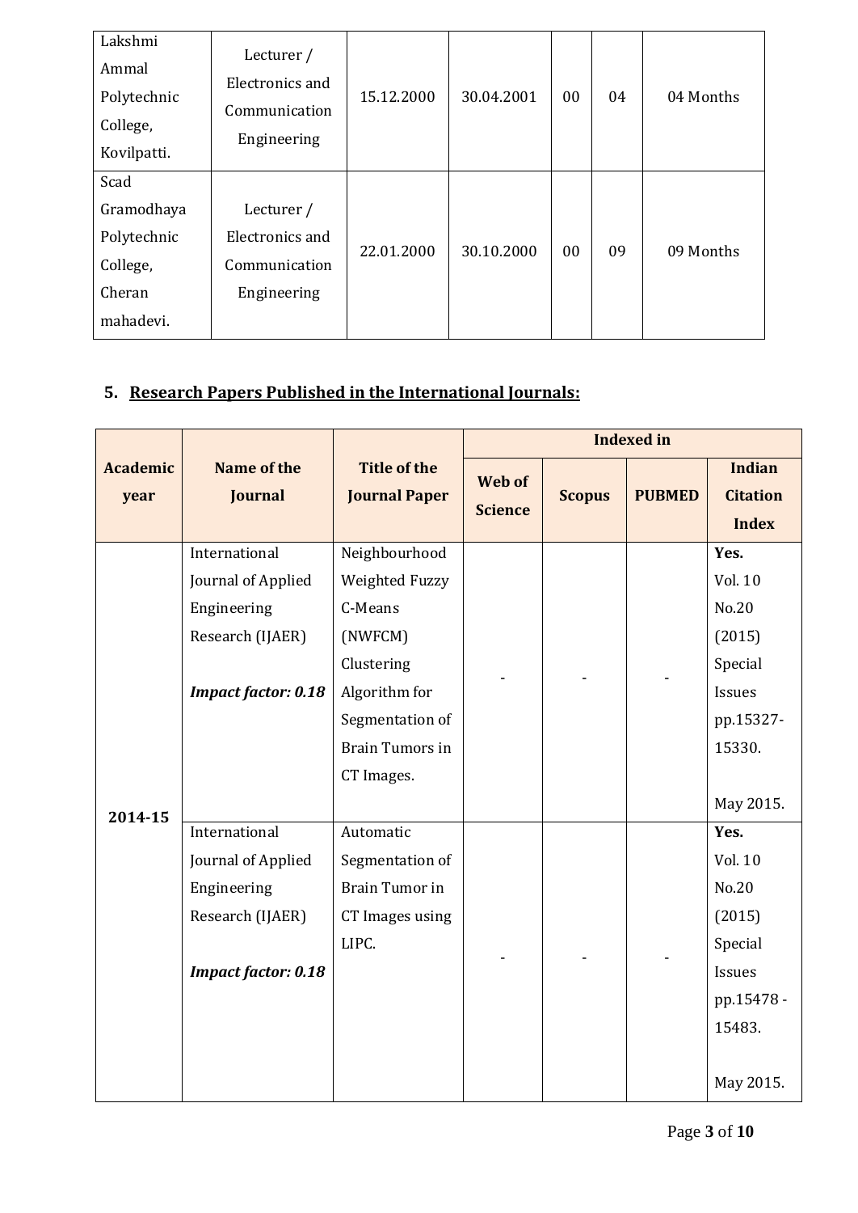| Lakshmi Ammal Polytechnic College, Kovilpatti. | Lecturer / Electronics and Communication Engineering | 15.12.2000 | 30.04.2001 | 00 | 04 | 04 Months |
|---|---|---|---|---|---|---|
| Scad Gramodhaya Polytechnic College, Cheran mahadevi. | Lecturer / Electronics and Communication Engineering | 22.01.2000 | 30.10.2000 | 00 | 09 | 09 Months |

## 5. Research Papers Published in the International Journals:

| Academic year | Name of the Journal | Title of the Journal Paper | Indexed in | | | |
|---|---|---|---|---|---|---|
| | | | Web of Science | Scopus | PUBMED | Indian Citation Index |
| 2014-15 | International Journal of Applied Engineering Research (IJAER) *Impact factor: 0.18* | Neighbourhood Weighted Fuzzy C-Means (NWFCM) Clustering Algorithm for Segmentation of Brain Tumors in CT Images. | - | - | - | **Yes.** Vol. 10 No.20 (2015) Special Issues pp.15327-15330. May 2015. |
| | International Journal of Applied Engineering Research (IJAER) *Impact factor: 0.18* | Automatic Segmentation of Brain Tumor in CT Images using LIPC. | - | - | - | **Yes.** Vol. 10 No.20 (2015) Special Issues pp.15478 - 15483. May 2015. |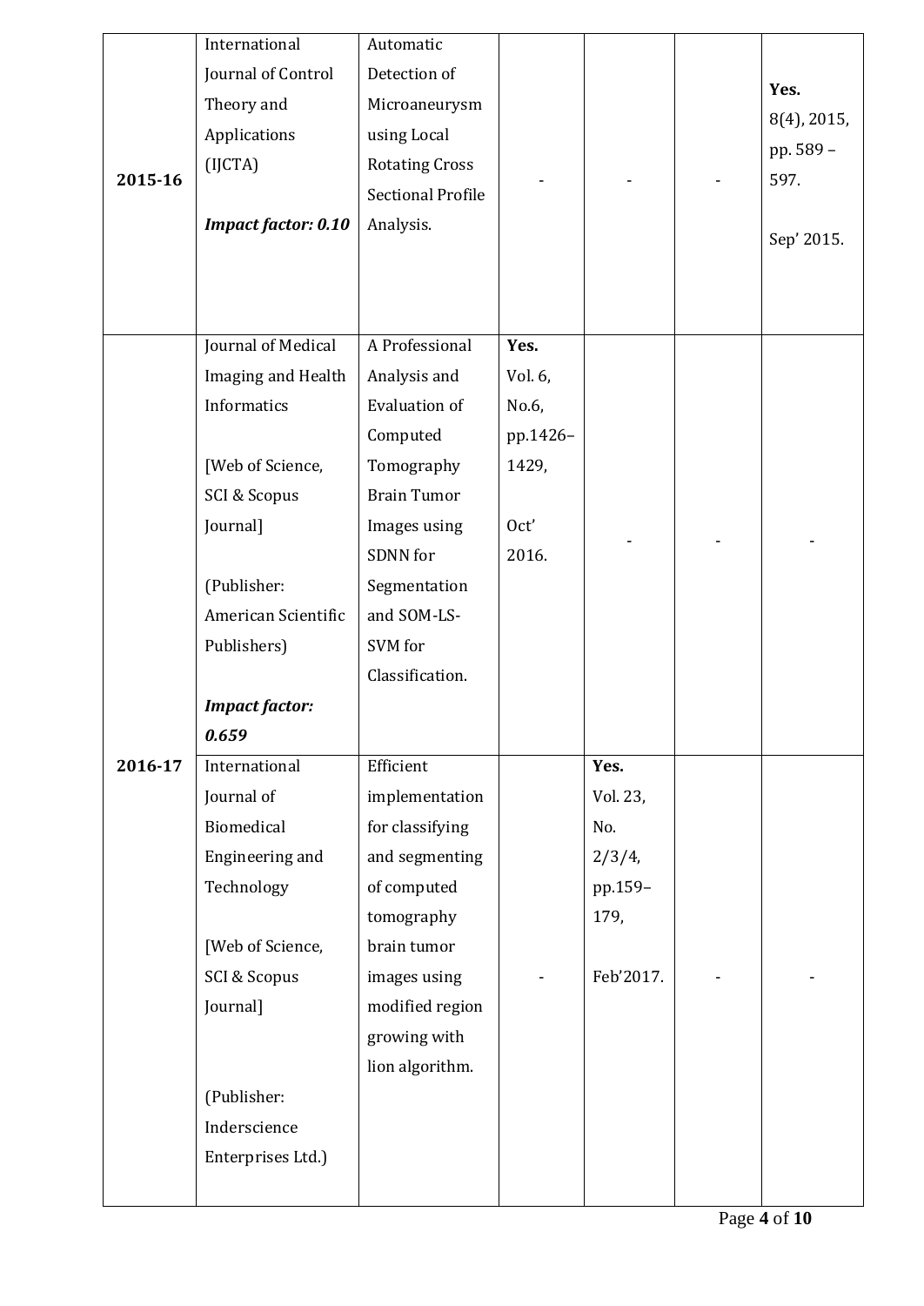| | | | | | | |
|---|---|---|---|---|---|---|
| **2015-16** | International Journal of Control Theory and Applications (IJCTA)<br><br>***Impact factor: 0.10*** | Automatic Detection of Microaneurysm using Local Rotating Cross Sectional Profile Analysis. | - | - | - | **Yes.**<br>8(4), 2015, pp. 589 – 597.<br><br>Sep' 2015. |
| **2016-17** | Journal of Medical Imaging and Health Informatics<br><br>[Web of Science, SCI & Scopus Journal]<br><br>(Publisher: American Scientific Publishers)<br><br>***Impact factor: 0.659*** | A Professional Analysis and Evaluation of Computed Tomography Brain Tumor Images using SDNN for Segmentation and SOM-LS-SVM for Classification. | **Yes.**<br>Vol. 6, No.6, pp.1426–1429,<br><br>Oct' 2016. | - | - | - |
| | International Journal of Biomedical Engineering and Technology<br><br>[Web of Science, SCI & Scopus Journal]<br><br>(Publisher: Inderscience Enterprises Ltd.) | Efficient implementation for classifying and segmenting of computed tomography brain tumor images using modified region growing with lion algorithm. | - | **Yes.**<br>Vol. 23, No. 2/3/4, pp.159–179,<br><br>Feb'2017. | - | - |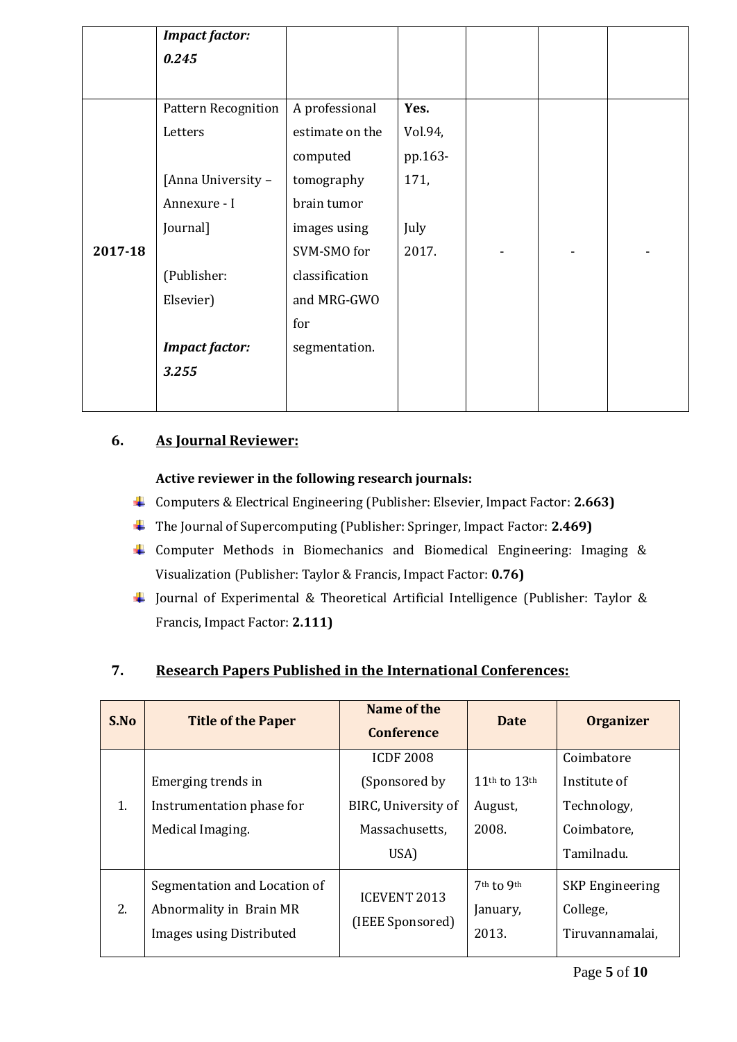|  | ***Impact factor: 0.245*** |  |  |  |  |  |
|---|---|---|---|---|---|---|
| **2017-18** | Pattern Recognition Letters<br><br>[Anna University – Annexure - I Journal]<br><br>(Publisher: Elsevier)<br><br>***Impact factor: 3.255*** | A professional estimate on the computed tomography brain tumor images using SVM-SMO for classification and MRG-GWO for segmentation. | **Yes.** Vol.94, pp.163-171,<br><br>July 2017. | - | - | - |

## 6. As Journal Reviewer:

**Active reviewer in the following research journals:**

- Computers & Electrical Engineering (Publisher: Elsevier, Impact Factor: **2.663)**
- The Journal of Supercomputing (Publisher: Springer, Impact Factor: **2.469)**
- Computer Methods in Biomechanics and Biomedical Engineering: Imaging & Visualization (Publisher: Taylor & Francis, Impact Factor: **0.76)**
- Journal of Experimental & Theoretical Artificial Intelligence (Publisher: Taylor & Francis, Impact Factor: **2.111)**

## 7. Research Papers Published in the International Conferences:

| S.No | Title of the Paper | Name of the Conference | Date | Organizer |
|---|---|---|---|---|
| 1. | Emerging trends in Instrumentation phase for Medical Imaging. | ICDF 2008 (Sponsored by BIRC, University of Massachusetts, USA) | 11th to 13th August, 2008. | Coimbatore Institute of Technology, Coimbatore, Tamilnadu. |
| 2. | Segmentation and Location of Abnormality in Brain MR Images using Distributed | ICEVENT 2013 (IEEE Sponsored) | 7th to 9th January, 2013. | SKP Engineering College, Tiruvannamalai, |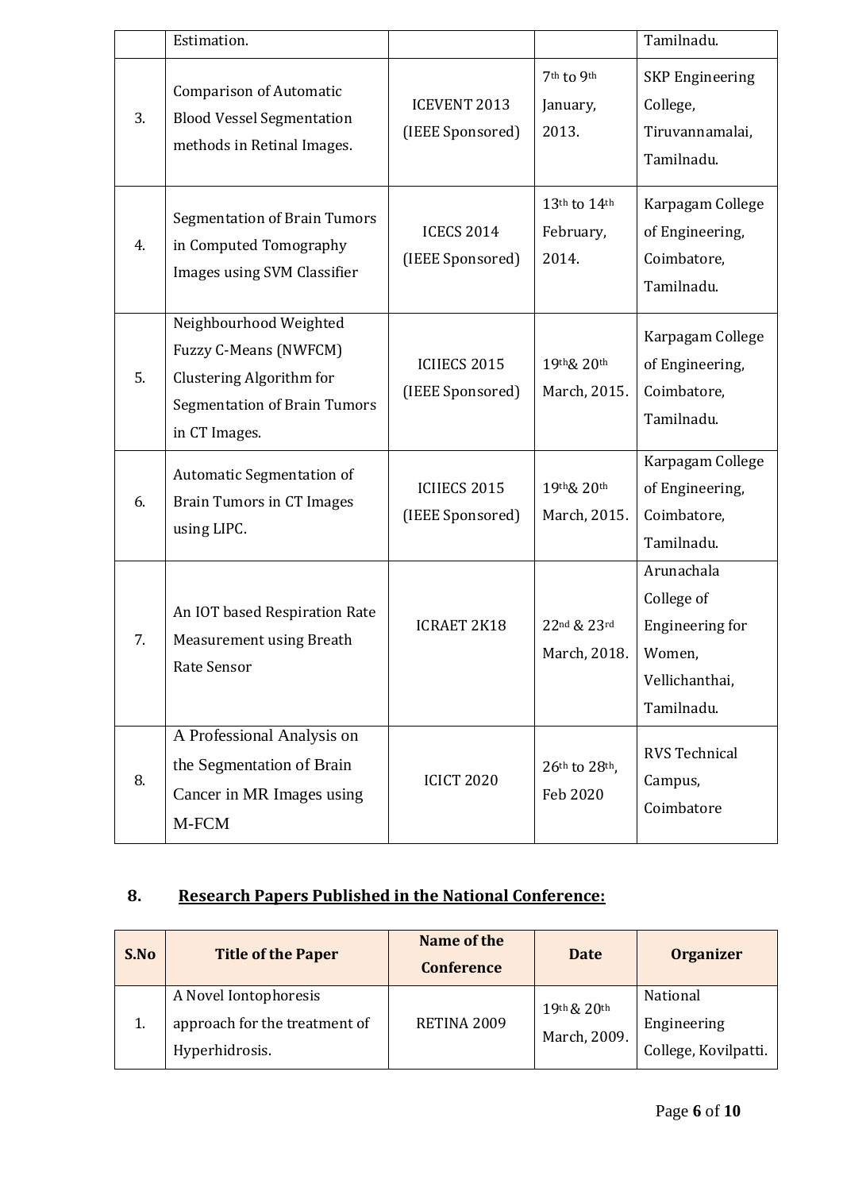| | Estimation. | | | Tamilnadu. |
|---|---|---|---|---|
| 3. | Comparison of Automatic Blood Vessel Segmentation methods in Retinal Images. | ICEVENT 2013 (IEEE Sponsored) | 7th to 9th January, 2013. | SKP Engineering College, Tiruvannamalai, Tamilnadu. |
| 4. | Segmentation of Brain Tumors in Computed Tomography Images using SVM Classifier | ICECS 2014 (IEEE Sponsored) | 13th to 14th February, 2014. | Karpagam College of Engineering, Coimbatore, Tamilnadu. |
| 5. | Neighbourhood Weighted Fuzzy C-Means (NWFCM) Clustering Algorithm for Segmentation of Brain Tumors in CT Images. | ICIIECS 2015 (IEEE Sponsored) | 19th& 20th March, 2015. | Karpagam College of Engineering, Coimbatore, Tamilnadu. |
| 6. | Automatic Segmentation of Brain Tumors in CT Images using LIPC. | ICIIECS 2015 (IEEE Sponsored) | 19th& 20th March, 2015. | Karpagam College of Engineering, Coimbatore, Tamilnadu. |
| 7. | An IOT based Respiration Rate Measurement using Breath Rate Sensor | ICRAET 2K18 | 22nd & 23rd March, 2018. | Arunachala College of Engineering for Women, Vellichanthai, Tamilnadu. |
| 8. | A Professional Analysis on the Segmentation of Brain Cancer in MR Images using M-FCM | ICICT 2020 | 26th to 28th, Feb 2020 | RVS Technical Campus, Coimbatore |

## 8. Research Papers Published in the National Conference:

| S.No | Title of the Paper | Name of the Conference | Date | Organizer |
|---|---|---|---|---|
| 1. | A Novel Iontophoresis approach for the treatment of Hyperhidrosis. | RETINA 2009 | 19th & 20th March, 2009. | National Engineering College, Kovilpatti. |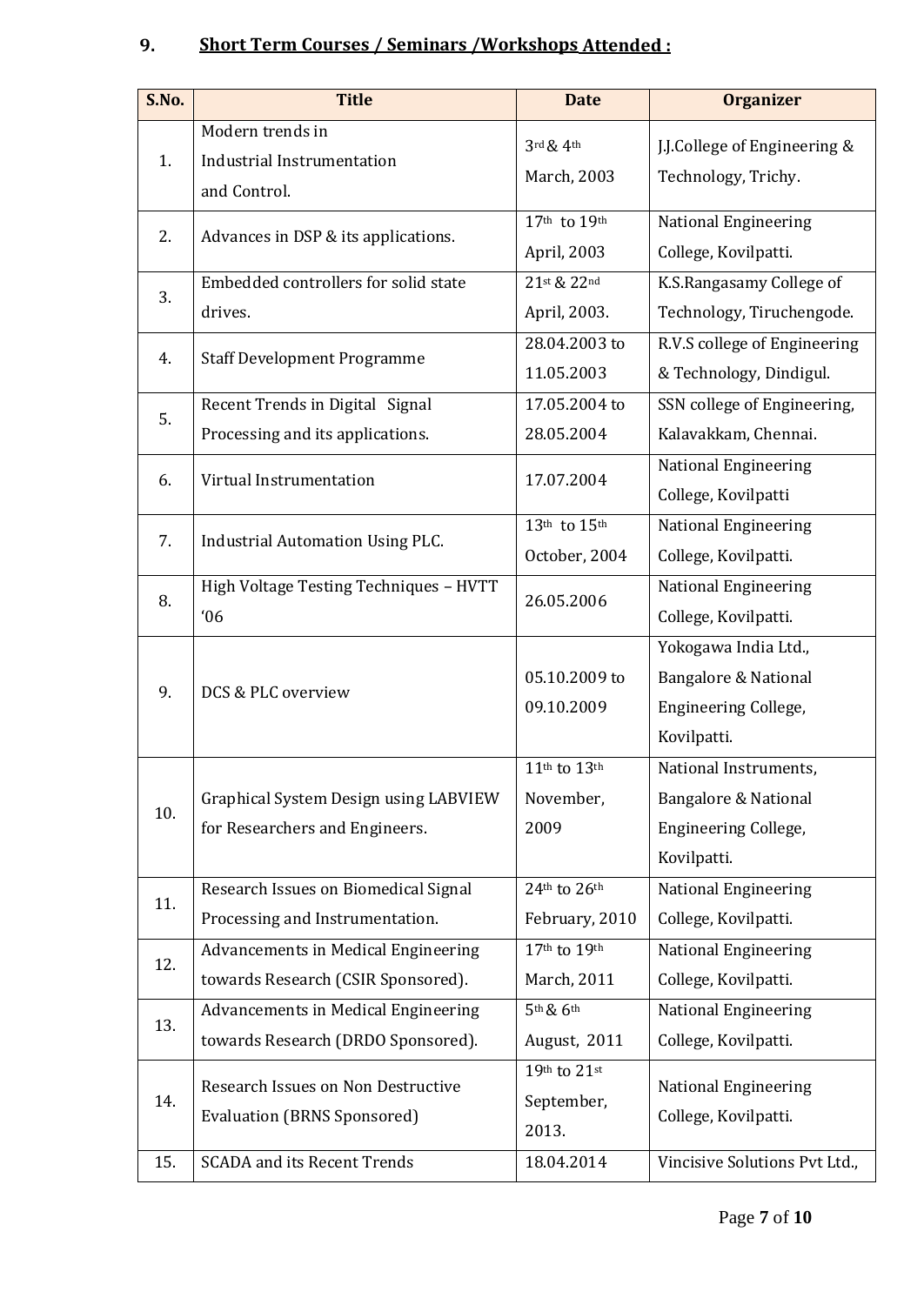## 9. Short Term Courses / Seminars /Workshops Attended :

| S.No. | Title | Date | Organizer |
|---|---|---|---|
| 1. | Modern trends in Industrial Instrumentation and Control. | 3rd & 4th March, 2003 | J.J.College of Engineering & Technology, Trichy. |
| 2. | Advances in DSP & its applications. | 17th to 19th April, 2003 | National Engineering College, Kovilpatti. |
| 3. | Embedded controllers for solid state drives. | 21st & 22nd April, 2003. | K.S.Rangasamy College of Technology, Tiruchengode. |
| 4. | Staff Development Programme | 28.04.2003 to 11.05.2003 | R.V.S college of Engineering & Technology, Dindigul. |
| 5. | Recent Trends in Digital Signal Processing and its applications. | 17.05.2004 to 28.05.2004 | SSN college of Engineering, Kalavakkam, Chennai. |
| 6. | Virtual Instrumentation | 17.07.2004 | National Engineering College, Kovilpatti |
| 7. | Industrial Automation Using PLC. | 13th to 15th October, 2004 | National Engineering College, Kovilpatti. |
| 8. | High Voltage Testing Techniques – HVTT '06 | 26.05.2006 | National Engineering College, Kovilpatti. |
| 9. | DCS & PLC overview | 05.10.2009 to 09.10.2009 | Yokogawa India Ltd., Bangalore & National Engineering College, Kovilpatti. |
| 10. | Graphical System Design using LABVIEW for Researchers and Engineers. | 11th to 13th November, 2009 | National Instruments, Bangalore & National Engineering College, Kovilpatti. |
| 11. | Research Issues on Biomedical Signal Processing and Instrumentation. | 24th to 26th February, 2010 | National Engineering College, Kovilpatti. |
| 12. | Advancements in Medical Engineering towards Research (CSIR Sponsored). | 17th to 19th March, 2011 | National Engineering College, Kovilpatti. |
| 13. | Advancements in Medical Engineering towards Research (DRDO Sponsored). | 5th & 6th August, 2011 | National Engineering College, Kovilpatti. |
| 14. | Research Issues on Non Destructive Evaluation (BRNS Sponsored) | 19th to 21st September, 2013. | National Engineering College, Kovilpatti. |
| 15. | SCADA and its Recent Trends | 18.04.2014 | Vincisive Solutions Pvt Ltd., |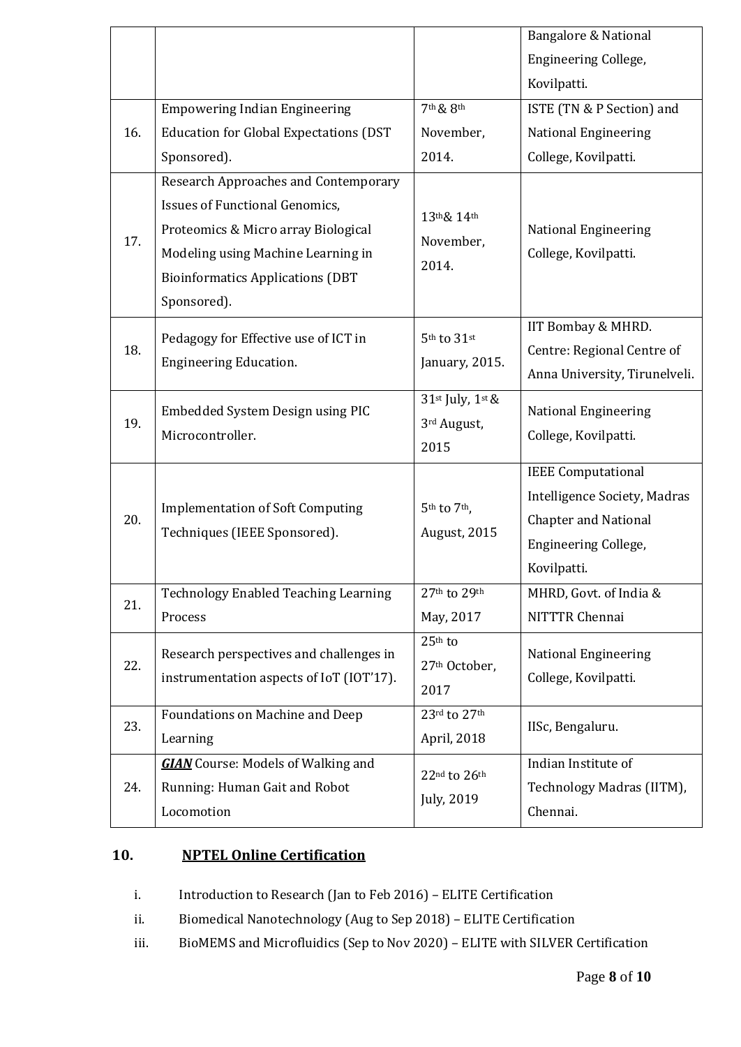| | | | |
|---|---|---|---|
| | | | Bangalore & National Engineering College, Kovilpatti. |
| 16. | Empowering Indian Engineering Education for Global Expectations (DST Sponsored). | 7th & 8th November, 2014. | ISTE (TN & P Section) and National Engineering College, Kovilpatti. |
| 17. | Research Approaches and Contemporary Issues of Functional Genomics, Proteomics & Micro array Biological Modeling using Machine Learning in Bioinformatics Applications (DBT Sponsored). | 13th& 14th November, 2014. | National Engineering College, Kovilpatti. |
| 18. | Pedagogy for Effective use of ICT in Engineering Education. | 5th to 31st January, 2015. | IIT Bombay & MHRD. Centre: Regional Centre of Anna University, Tirunelveli. |
| 19. | Embedded System Design using PIC Microcontroller. | 31st July, 1st & 3rd August, 2015 | National Engineering College, Kovilpatti. |
| 20. | Implementation of Soft Computing Techniques (IEEE Sponsored). | 5th to 7th, August, 2015 | IEEE Computational Intelligence Society, Madras Chapter and National Engineering College, Kovilpatti. |
| 21. | Technology Enabled Teaching Learning Process | 27th to 29th May, 2017 | MHRD, Govt. of India & NITTTR Chennai |
| 22. | Research perspectives and challenges in instrumentation aspects of IoT (IOT'17). | 25th to 27th October, 2017 | National Engineering College, Kovilpatti. |
| 23. | Foundations on Machine and Deep Learning | 23rd to 27th April, 2018 | IISc, Bengaluru. |
| 24. | ***GIAN*** Course: Models of Walking and Running: Human Gait and Robot Locomotion | 22nd to 26th July, 2019 | Indian Institute of Technology Madras (IITM), Chennai. |

## 10. NPTEL Online Certification

i. Introduction to Research (Jan to Feb 2016) – ELITE Certification

ii. Biomedical Nanotechnology (Aug to Sep 2018) – ELITE Certification

iii. BioMEMS and Microfluidics (Sep to Nov 2020) – ELITE with SILVER Certification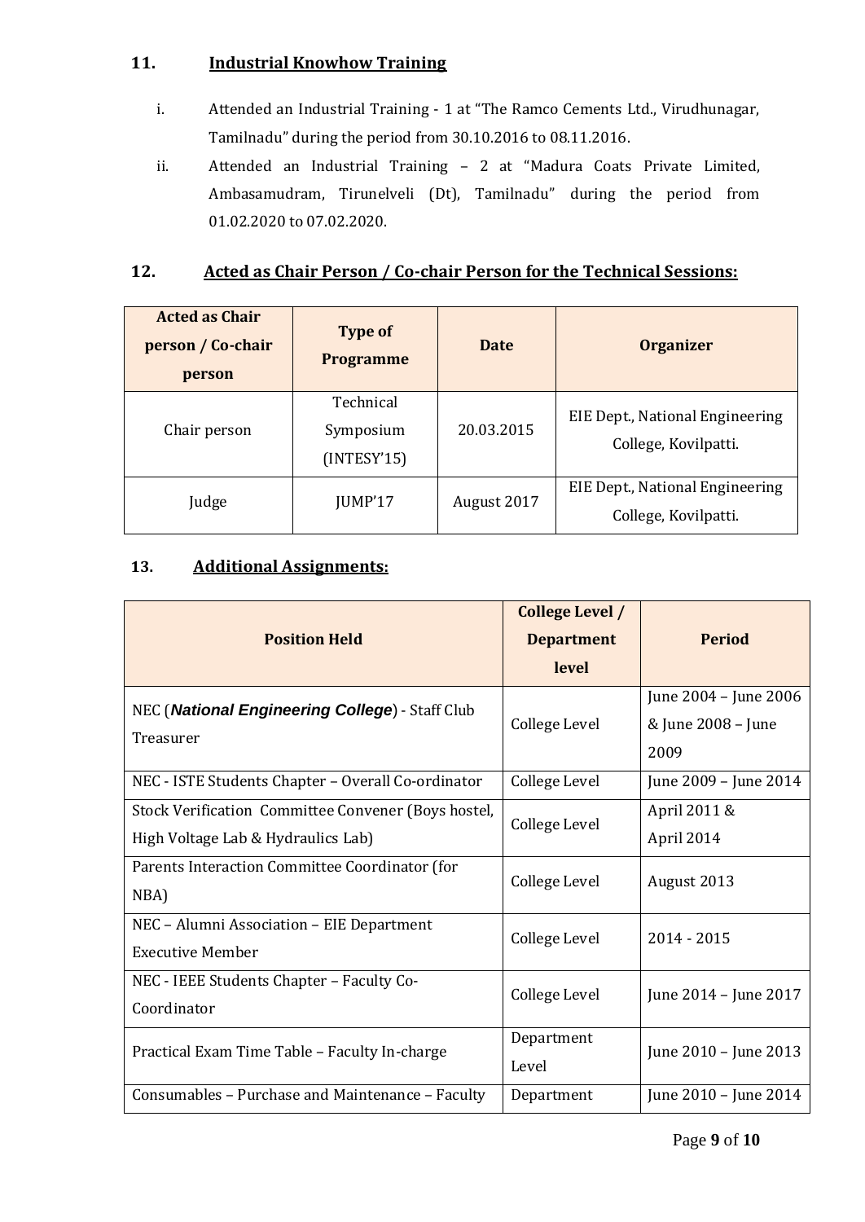## 11. Industrial Knowhow Training

i. Attended an Industrial Training - 1 at "The Ramco Cements Ltd., Virudhunagar, Tamilnadu" during the period from 30.10.2016 to 08.11.2016.

ii. Attended an Industrial Training – 2 at "Madura Coats Private Limited, Ambasamudram, Tirunelveli (Dt), Tamilnadu" during the period from 01.02.2020 to 07.02.2020.

## 12. Acted as Chair Person / Co-chair Person for the Technical Sessions:

| Acted as Chair person / Co-chair person | Type of Programme | Date | Organizer |
|---|---|---|---|
| Chair person | Technical Symposium (INTESY'15) | 20.03.2015 | EIE Dept., National Engineering College, Kovilpatti. |
| Judge | JUMP'17 | August 2017 | EIE Dept., National Engineering College, Kovilpatti. |

## 13. Additional Assignments:

| Position Held | College Level / Department level | Period |
|---|---|---|
| NEC (***National Engineering College***) - Staff Club Treasurer | College Level | June 2004 – June 2006 & June 2008 – June 2009 |
| NEC - ISTE Students Chapter – Overall Co-ordinator | College Level | June 2009 – June 2014 |
| Stock Verification Committee Convener (Boys hostel, High Voltage Lab & Hydraulics Lab) | College Level | April 2011 & April 2014 |
| Parents Interaction Committee Coordinator (for NBA) | College Level | August 2013 |
| NEC – Alumni Association – EIE Department Executive Member | College Level | 2014 - 2015 |
| NEC - IEEE Students Chapter – Faculty Co-Coordinator | College Level | June 2014 – June 2017 |
| Practical Exam Time Table – Faculty In-charge | Department Level | June 2010 – June 2013 |
| Consumables – Purchase and Maintenance – Faculty | Department | June 2010 – June 2014 |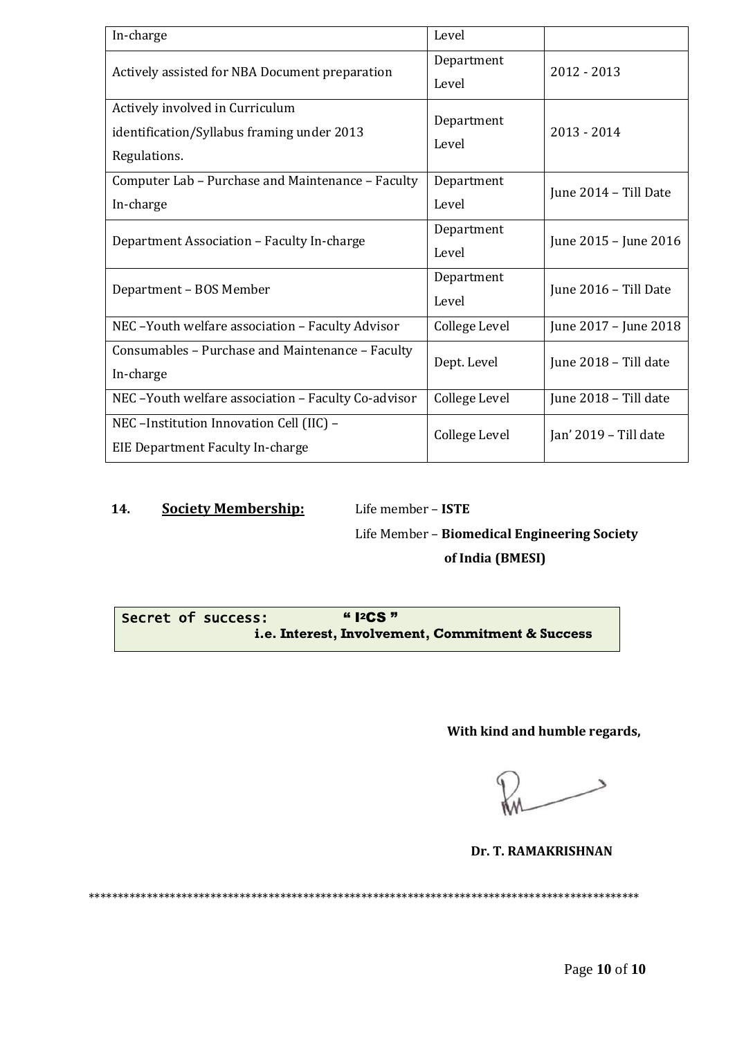| | | |
|---|---|---|
| In-charge | Level | |
| Actively assisted for NBA Document preparation | Department Level | 2012 - 2013 |
| Actively involved in Curriculum identification/Syllabus framing under 2013 Regulations. | Department Level | 2013 - 2014 |
| Computer Lab – Purchase and Maintenance – Faculty In-charge | Department Level | June 2014 – Till Date |
| Department Association – Faculty In-charge | Department Level | June 2015 – June 2016 |
| Department – BOS Member | Department Level | June 2016 – Till Date |
| NEC –Youth welfare association – Faculty Advisor | College Level | June 2017 – June 2018 |
| Consumables – Purchase and Maintenance – Faculty In-charge | Dept. Level | June 2018 – Till date |
| NEC –Youth welfare association – Faculty Co-advisor | College Level | June 2018 – Till date |
| NEC –Institution Innovation Cell (IIC) – EIE Department Faculty In-charge | College Level | Jan' 2019 – Till date |

**14. <u>Society Membership:</u>** Life member – **ISTE**

Life Member – **Biomedical Engineering Society of India (BMESI)**

Secret of success: **" I²CS "**
**i.e. Interest, Involvement, Commitment & Success**

**With kind and humble regards,**

**Dr. T. RAMAKRISHNAN**

***************************************************************************************************